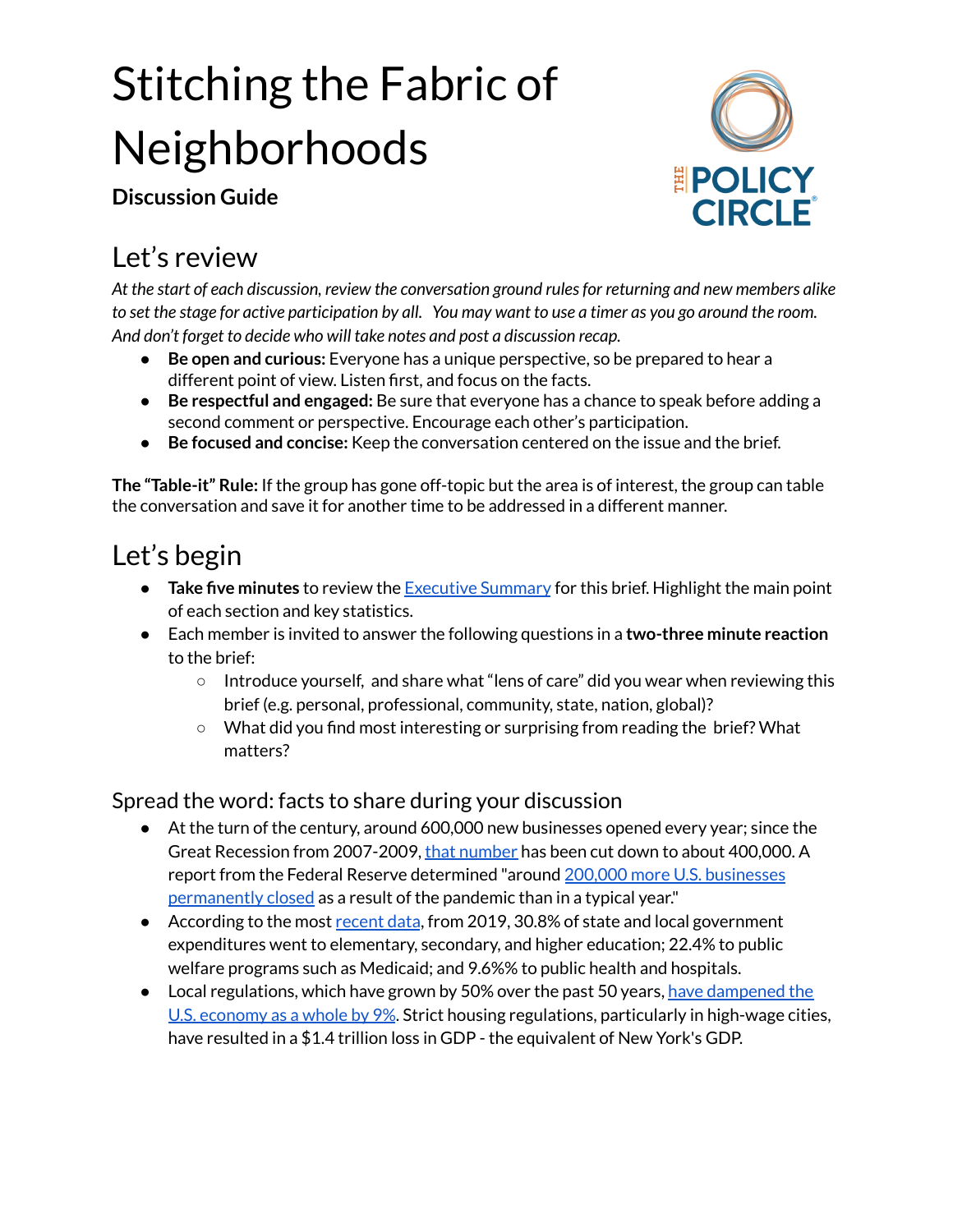# Stitching the Fabric of Neighborhoods

**Discussion Guide**

## Let's review

*At the start of each discussion, review the conversation ground rules for returning and new members alike to set the stage for active participation by all. You may want to use a timer as you go around the room. And don't forget to decide who will take notes and post a discussion recap.*

- **Be open and curious:** Everyone has a unique perspective, so be prepared to hear a different point of view. Listen first, and focus on the facts.
- **Be respectful and engaged:** Be sure that everyone has a chance to speak before adding a second comment or perspective. Encourage each other's participation.
- **Be focused and concise:** Keep the conversation centered on the issue and the brief.

**The "Table-it" Rule:** If the group has gone off-topic but the area is of interest, the group can table the conversation and save it for another time to be addressed in a different manner.

## Let's begin

- **Take five minutes** to review the Executive Summary for this brief. Highlight the main point of each section and key statistics.
- Each member is invited to answer the following questions in a **two-three minute reaction** to the brief:
  - Introduce yourself, and share what "lens of care" did you wear when reviewing this brief (e.g. personal, professional, community, state, nation, global)?
  - What did you find most interesting or surprising from reading the brief? What matters?

### Spread the word: facts to share during your discussion

- At the turn of the century, around 600,000 new businesses opened every year; since the Great Recession from 2007-2009, that number has been cut down to about 400,000. A report from the Federal Reserve determined "around 200,000 more U.S. businesses permanently closed as a result of the pandemic than in a typical year."
- According to the most recent data, from 2019, 30.8% of state and local government expenditures went to elementary, secondary, and higher education; 22.4% to public welfare programs such as Medicaid; and 9.6%% to public health and hospitals.
- Local regulations, which have grown by 50% over the past 50 years, have dampened the U.S. economy as a whole by 9%. Strict housing regulations, particularly in high-wage cities, have resulted in a $1.4 trillion loss in GDP - the equivalent of New York's GDP.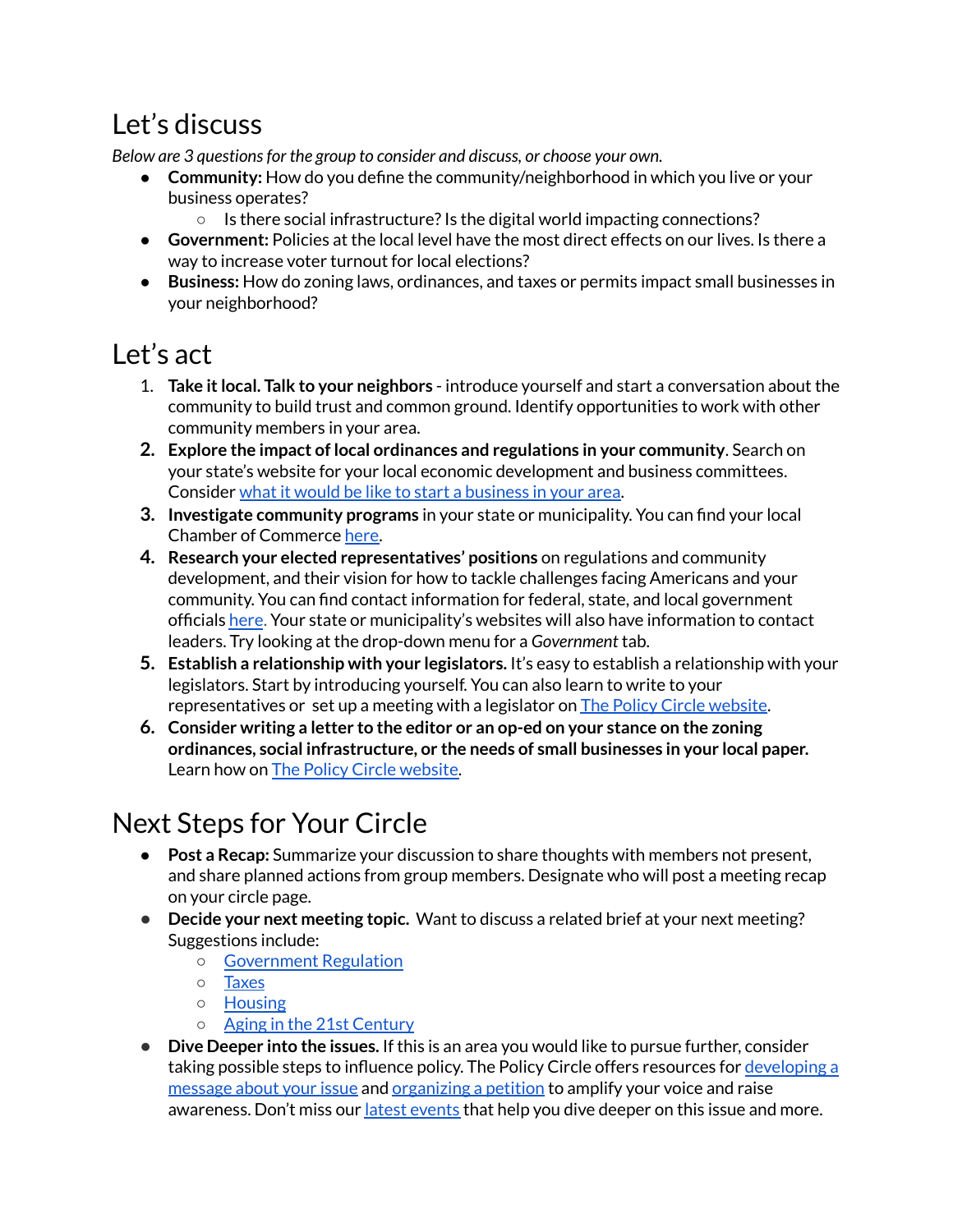## Let's discuss

*Below are 3 questions for the group to consider and discuss, or choose your own.*

- **Community:** How do you define the community/neighborhood in which you live or your business operates?
    - Is there social infrastructure? Is the digital world impacting connections?
- **Government:** Policies at the local level have the most direct effects on our lives. Is there a way to increase voter turnout for local elections?
- **Business:** How do zoning laws, ordinances, and taxes or permits impact small businesses in your neighborhood?

## Let's act

1. **Take it local. Talk to your neighbors** - introduce yourself and start a conversation about the community to build trust and common ground. Identify opportunities to work with other community members in your area.
2. **Explore the impact of local ordinances and regulations in your community**. Search on your state's website for your local economic development and business committees. Consider what it would be like to start a business in your area.
3. **Investigate community programs** in your state or municipality. You can find your local Chamber of Commerce here.
4. **Research your elected representatives' positions** on regulations and community development, and their vision for how to tackle challenges facing Americans and your community. You can find contact information for federal, state, and local government officials here. Your state or municipality's websites will also have information to contact leaders. Try looking at the drop-down menu for a *Government* tab.
5. **Establish a relationship with your legislators.** It's easy to establish a relationship with your legislators. Start by introducing yourself. You can also learn to write to your representatives or set up a meeting with a legislator on The Policy Circle website.
6. **Consider writing a letter to the editor or an op-ed on your stance on the zoning ordinances, social infrastructure, or the needs of small businesses in your local paper.** Learn how on The Policy Circle website.

## Next Steps for Your Circle

- **Post a Recap:** Summarize your discussion to share thoughts with members not present, and share planned actions from group members. Designate who will post a meeting recap on your circle page.
- **Decide your next meeting topic.** Want to discuss a related brief at your next meeting? Suggestions include:
    - Government Regulation
    - Taxes
    - Housing
    - Aging in the 21st Century
- **Dive Deeper into the issues.** If this is an area you would like to pursue further, consider taking possible steps to influence policy. The Policy Circle offers resources for developing a message about your issue and organizing a petition to amplify your voice and raise awareness. Don't miss our latest events that help you dive deeper on this issue and more.